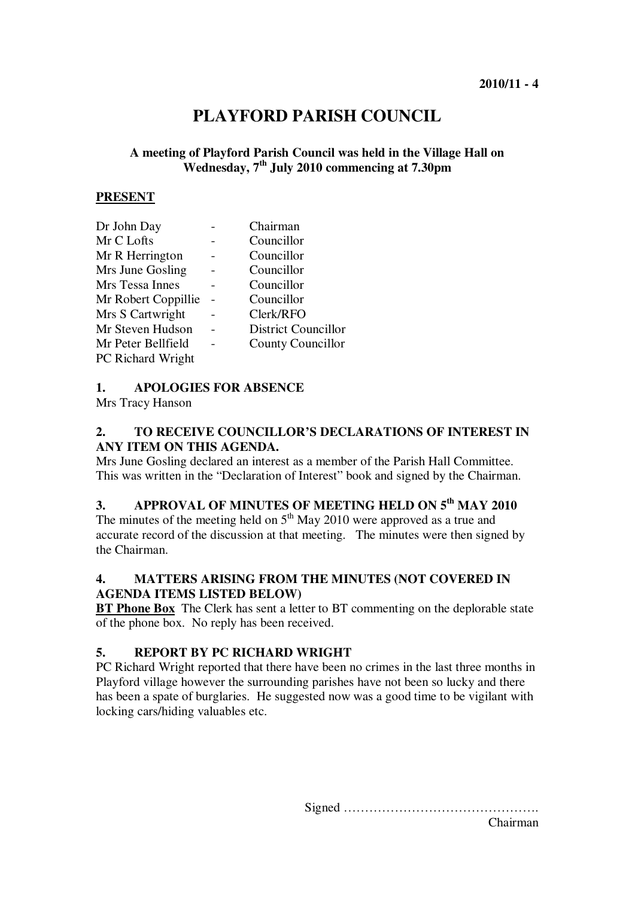# PLAYFORD PARISH COUNCIL

**A meeting of Playford Parish Council was held in the Village Hall on Wednesday, 7th July 2010 commencing at 7.30pm**

**PRESENT**

| | | |
|---|---|---|
| Dr John Day | - | Chairman |
| Mr C Lofts | - | Councillor |
| Mr R Herrington | - | Councillor |
| Mrs June Gosling | - | Councillor |
| Mrs Tessa Innes | - | Councillor |
| Mr Robert Coppillie | - | Councillor |
| Mrs S Cartwright | - | Clerk/RFO |
| Mr Steven Hudson | - | District Councillor |
| Mr Peter Bellfield | - | County Councillor |
| PC Richard Wright | | |

### 1. APOLOGIES FOR ABSENCE

Mrs Tracy Hanson

### 2. TO RECEIVE COUNCILLOR'S DECLARATIONS OF INTEREST IN ANY ITEM ON THIS AGENDA.

Mrs June Gosling declared an interest as a member of the Parish Hall Committee. This was written in the "Declaration of Interest" book and signed by the Chairman.

### 3. APPROVAL OF MINUTES OF MEETING HELD ON 5th MAY 2010

The minutes of the meeting held on 5th May 2010 were approved as a true and accurate record of the discussion at that meeting. The minutes were then signed by the Chairman.

### 4. MATTERS ARISING FROM THE MINUTES (NOT COVERED IN AGENDA ITEMS LISTED BELOW)

**BT Phone Box** The Clerk has sent a letter to BT commenting on the deplorable state of the phone box. No reply has been received.

### 5. REPORT BY PC RICHARD WRIGHT

PC Richard Wright reported that there have been no crimes in the last three months in Playford village however the surrounding parishes have not been so lucky and there has been a spate of burglaries. He suggested now was a good time to be vigilant with locking cars/hiding valuables etc.

Signed ……………………………………….
Chairman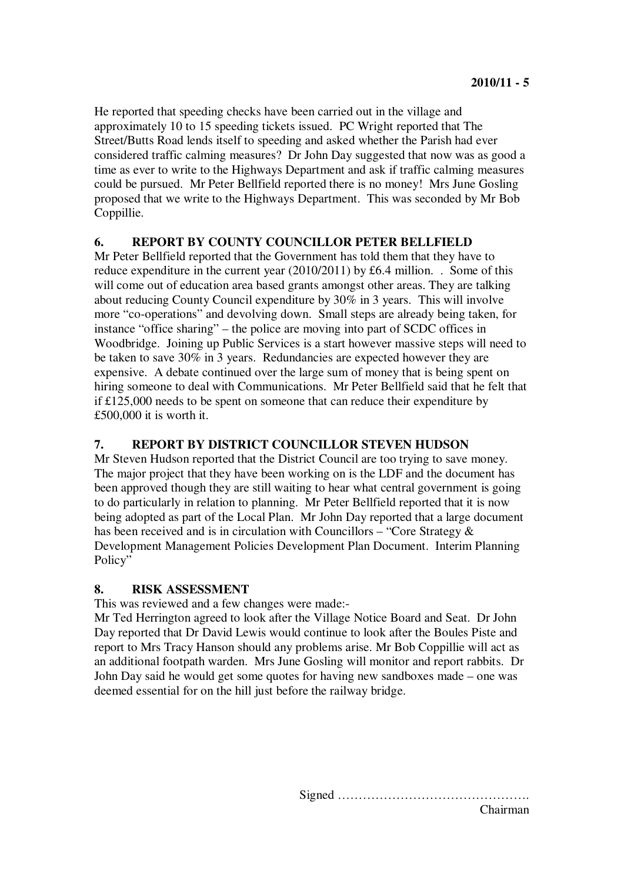He reported that speeding checks have been carried out in the village and approximately 10 to 15 speeding tickets issued. PC Wright reported that The Street/Butts Road lends itself to speeding and asked whether the Parish had ever considered traffic calming measures? Dr John Day suggested that now was as good a time as ever to write to the Highways Department and ask if traffic calming measures could be pursued. Mr Peter Bellfield reported there is no money! Mrs June Gosling proposed that we write to the Highways Department. This was seconded by Mr Bob Coppillie.

## 6. REPORT BY COUNTY COUNCILLOR PETER BELLFIELD

Mr Peter Bellfield reported that the Government has told them that they have to reduce expenditure in the current year (2010/2011) by £6.4 million. . Some of this will come out of education area based grants amongst other areas. They are talking about reducing County Council expenditure by 30% in 3 years. This will involve more "co-operations" and devolving down. Small steps are already being taken, for instance "office sharing" – the police are moving into part of SCDC offices in Woodbridge. Joining up Public Services is a start however massive steps will need to be taken to save 30% in 3 years. Redundancies are expected however they are expensive. A debate continued over the large sum of money that is being spent on hiring someone to deal with Communications. Mr Peter Bellfield said that he felt that if £125,000 needs to be spent on someone that can reduce their expenditure by £500,000 it is worth it.

## 7. REPORT BY DISTRICT COUNCILLOR STEVEN HUDSON

Mr Steven Hudson reported that the District Council are too trying to save money. The major project that they have been working on is the LDF and the document has been approved though they are still waiting to hear what central government is going to do particularly in relation to planning. Mr Peter Bellfield reported that it is now being adopted as part of the Local Plan. Mr John Day reported that a large document has been received and is in circulation with Councillors – "Core Strategy & Development Management Policies Development Plan Document. Interim Planning Policy"

## 8. RISK ASSESSMENT

This was reviewed and a few changes were made:-

Mr Ted Herrington agreed to look after the Village Notice Board and Seat. Dr John Day reported that Dr David Lewis would continue to look after the Boules Piste and report to Mrs Tracy Hanson should any problems arise. Mr Bob Coppillie will act as an additional footpath warden. Mrs June Gosling will monitor and report rabbits. Dr John Day said he would get some quotes for having new sandboxes made – one was deemed essential for on the hill just before the railway bridge.

Signed ……………………………………….
Chairman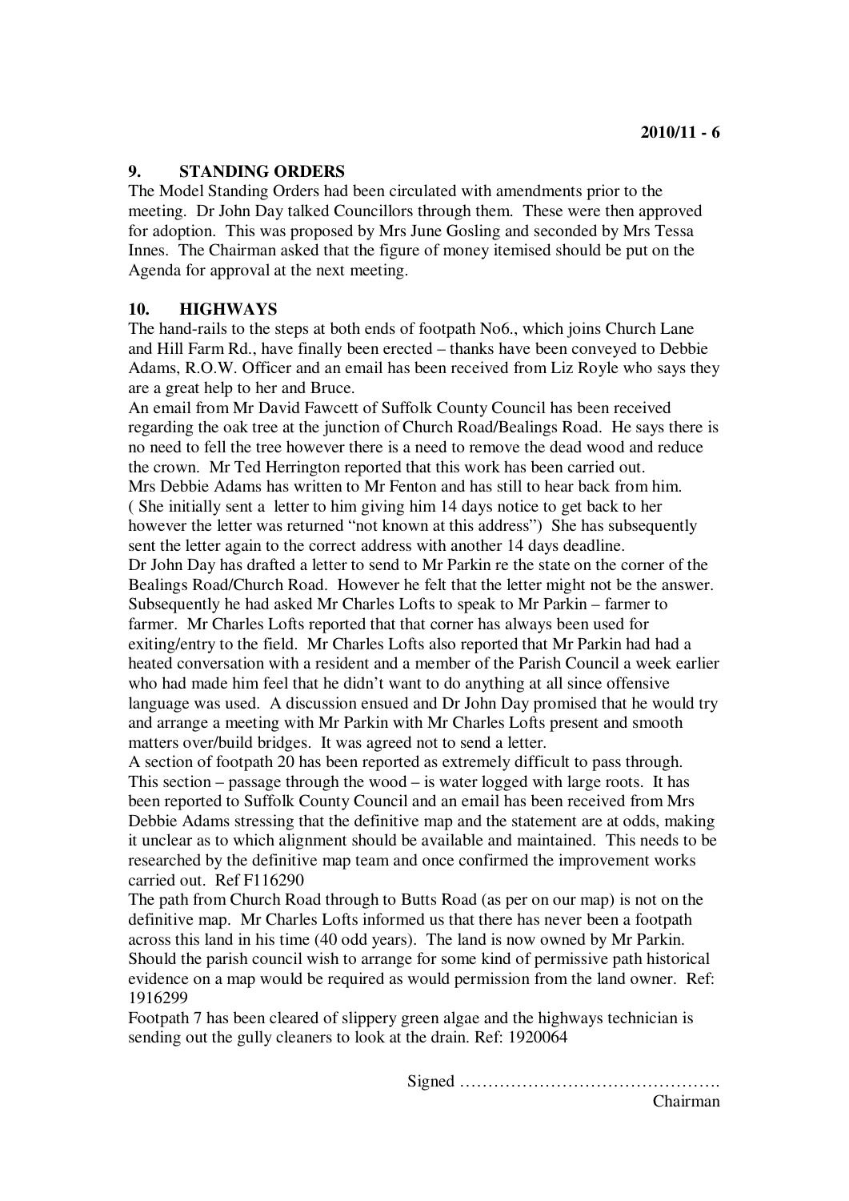## 9. STANDING ORDERS

The Model Standing Orders had been circulated with amendments prior to the meeting. Dr John Day talked Councillors through them. These were then approved for adoption. This was proposed by Mrs June Gosling and seconded by Mrs Tessa Innes. The Chairman asked that the figure of money itemised should be put on the Agenda for approval at the next meeting.

## 10. HIGHWAYS

The hand-rails to the steps at both ends of footpath No6., which joins Church Lane and Hill Farm Rd., have finally been erected – thanks have been conveyed to Debbie Adams, R.O.W. Officer and an email has been received from Liz Royle who says they are a great help to her and Bruce.

An email from Mr David Fawcett of Suffolk County Council has been received regarding the oak tree at the junction of Church Road/Bealings Road. He says there is no need to fell the tree however there is a need to remove the dead wood and reduce the crown. Mr Ted Herrington reported that this work has been carried out.

Mrs Debbie Adams has written to Mr Fenton and has still to hear back from him. ( She initially sent a letter to him giving him 14 days notice to get back to her however the letter was returned "not known at this address") She has subsequently sent the letter again to the correct address with another 14 days deadline.

Dr John Day has drafted a letter to send to Mr Parkin re the state on the corner of the Bealings Road/Church Road. However he felt that the letter might not be the answer. Subsequently he had asked Mr Charles Lofts to speak to Mr Parkin – farmer to farmer. Mr Charles Lofts reported that that corner has always been used for exiting/entry to the field. Mr Charles Lofts also reported that Mr Parkin had had a heated conversation with a resident and a member of the Parish Council a week earlier who had made him feel that he didn't want to do anything at all since offensive language was used. A discussion ensued and Dr John Day promised that he would try and arrange a meeting with Mr Parkin with Mr Charles Lofts present and smooth matters over/build bridges. It was agreed not to send a letter.

A section of footpath 20 has been reported as extremely difficult to pass through. This section – passage through the wood – is water logged with large roots. It has been reported to Suffolk County Council and an email has been received from Mrs Debbie Adams stressing that the definitive map and the statement are at odds, making it unclear as to which alignment should be available and maintained. This needs to be researched by the definitive map team and once confirmed the improvement works carried out. Ref F116290

The path from Church Road through to Butts Road (as per on our map) is not on the definitive map. Mr Charles Lofts informed us that there has never been a footpath across this land in his time (40 odd years). The land is now owned by Mr Parkin. Should the parish council wish to arrange for some kind of permissive path historical evidence on a map would be required as would permission from the land owner. Ref: 1916299

Footpath 7 has been cleared of slippery green algae and the highways technician is sending out the gully cleaners to look at the drain. Ref: 1920064

Signed ……………………………………….
Chairman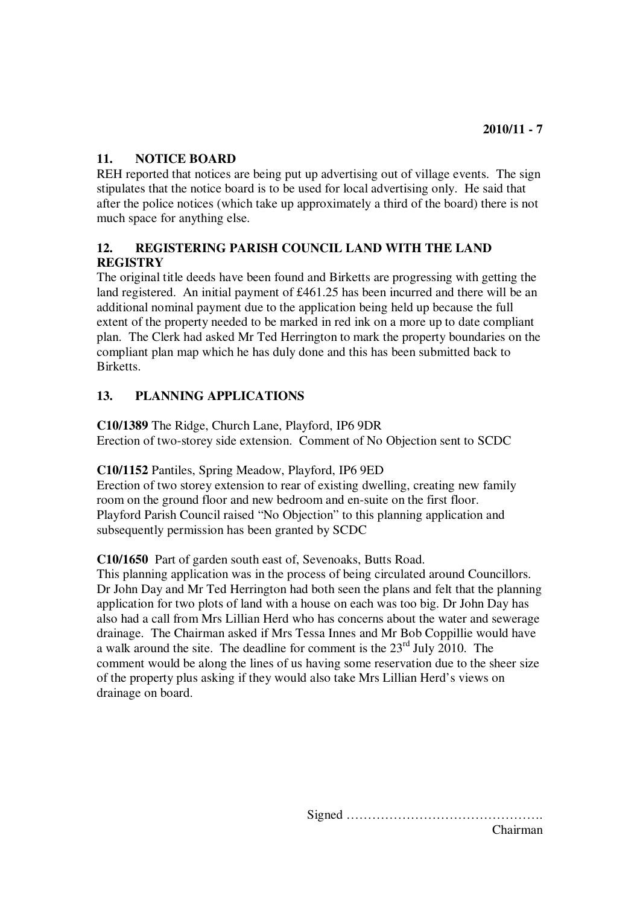## 11. NOTICE BOARD

REH reported that notices are being put up advertising out of village events. The sign stipulates that the notice board is to be used for local advertising only. He said that after the police notices (which take up approximately a third of the board) there is not much space for anything else.

## 12. REGISTERING PARISH COUNCIL LAND WITH THE LAND REGISTRY

The original title deeds have been found and Birketts are progressing with getting the land registered. An initial payment of £461.25 has been incurred and there will be an additional nominal payment due to the application being held up because the full extent of the property needed to be marked in red ink on a more up to date compliant plan. The Clerk had asked Mr Ted Herrington to mark the property boundaries on the compliant plan map which he has duly done and this has been submitted back to Birketts.

## 13. PLANNING APPLICATIONS

**C10/1389** The Ridge, Church Lane, Playford, IP6 9DR
Erection of two-storey side extension. Comment of No Objection sent to SCDC

**C10/1152** Pantiles, Spring Meadow, Playford, IP6 9ED
Erection of two storey extension to rear of existing dwelling, creating new family room on the ground floor and new bedroom and en-suite on the first floor.
Playford Parish Council raised "No Objection" to this planning application and subsequently permission has been granted by SCDC

**C10/1650** Part of garden south east of, Sevenoaks, Butts Road.
This planning application was in the process of being circulated around Councillors. Dr John Day and Mr Ted Herrington had both seen the plans and felt that the planning application for two plots of land with a house on each was too big. Dr John Day has also had a call from Mrs Lillian Herd who has concerns about the water and sewerage drainage. The Chairman asked if Mrs Tessa Innes and Mr Bob Coppillie would have a walk around the site. The deadline for comment is the 23rd July 2010. The comment would be along the lines of us having some reservation due to the sheer size of the property plus asking if they would also take Mrs Lillian Herd's views on drainage on board.

Signed ……………………………………….
Chairman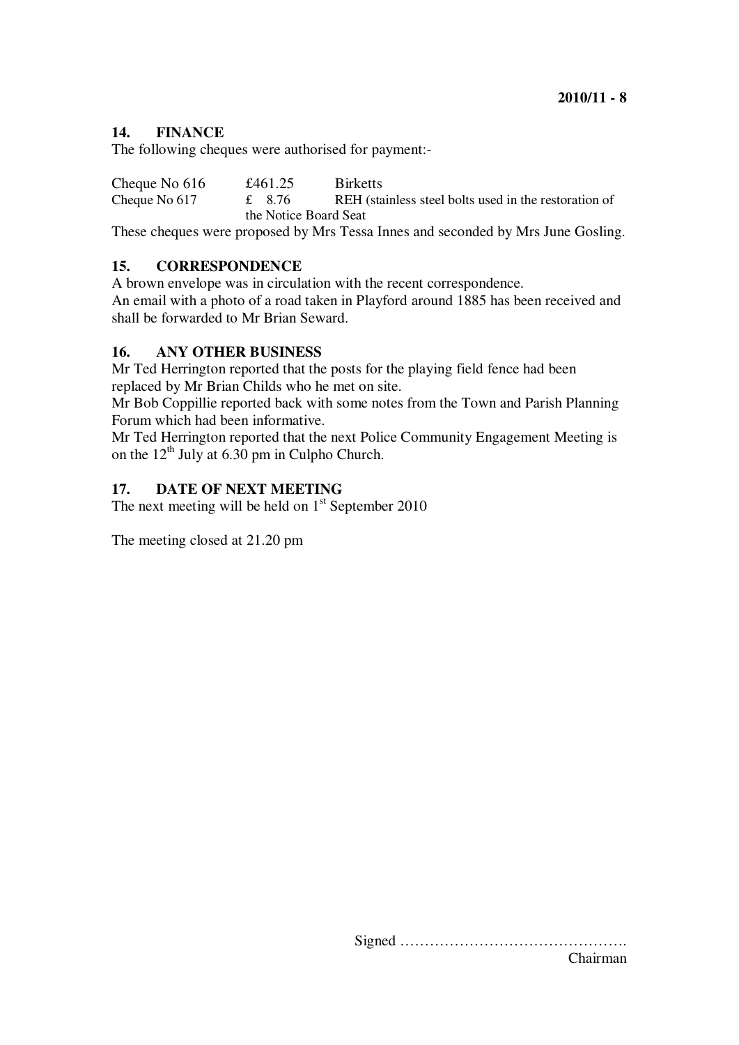**2010/11 - 8**

## 14. FINANCE

The following cheques were authorised for payment:-

| | | |
|---|---|---|
| Cheque No 616 | £461.25 | Birketts |
| Cheque No 617 | £ 8.76 | REH (stainless steel bolts used in the restoration of the Notice Board Seat |

These cheques were proposed by Mrs Tessa Innes and seconded by Mrs June Gosling.

## 15. CORRESPONDENCE

A brown envelope was in circulation with the recent correspondence.
An email with a photo of a road taken in Playford around 1885 has been received and shall be forwarded to Mr Brian Seward.

## 16. ANY OTHER BUSINESS

Mr Ted Herrington reported that the posts for the playing field fence had been replaced by Mr Brian Childs who he met on site.
Mr Bob Coppillie reported back with some notes from the Town and Parish Planning Forum which had been informative.
Mr Ted Herrington reported that the next Police Community Engagement Meeting is on the 12th July at 6.30 pm in Culpho Church.

## 17. DATE OF NEXT MEETING

The next meeting will be held on 1st September 2010

The meeting closed at 21.20 pm

Signed ……………………………………….
Chairman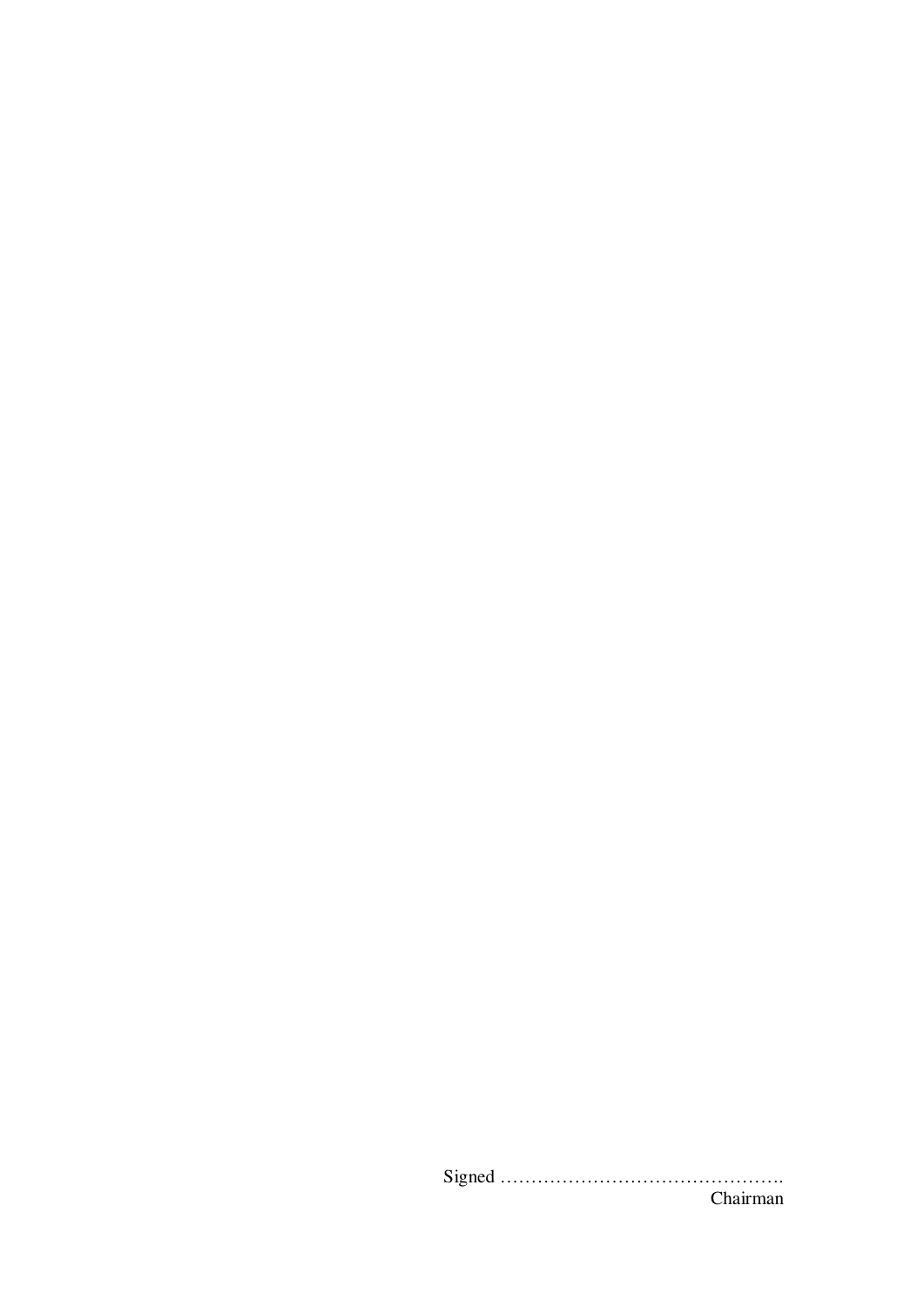Signed ……………………………………….
Chairman